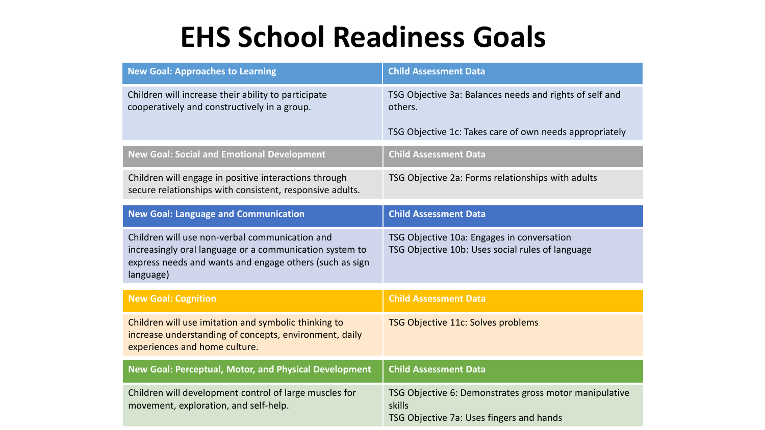# EHS School Readiness Goals

| New Goal: Approaches to Learning | Child Assessment Data |
|---|---|
| Children will increase their ability to participate cooperatively and constructively in a group. | TSG Objective 3a: Balances needs and rights of self and others.<br><br>TSG Objective 1c: Takes care of own needs appropriately |

| New Goal: Social and Emotional Development | Child Assessment Data |
|---|---|
| Children will engage in positive interactions through secure relationships with consistent, responsive adults. | TSG Objective 2a: Forms relationships with adults |

| New Goal: Language and Communication | Child Assessment Data |
|---|---|
| Children will use non-verbal communication and increasingly oral language or a communication system to express needs and wants and engage others (such as sign language) | TSG Objective 10a: Engages in conversation<br>TSG Objective 10b: Uses social rules of language |

| New Goal: Cognition | Child Assessment Data |
|---|---|
| Children will use imitation and symbolic thinking to increase understanding of concepts, environment, daily experiences and home culture. | TSG Objective 11c: Solves problems |

| New Goal: Perceptual, Motor, and Physical Development | Child Assessment Data |
|---|---|
| Children will development control of large muscles for movement, exploration, and self-help. | TSG Objective 6: Demonstrates gross motor manipulative skills<br>TSG Objective 7a: Uses fingers and hands |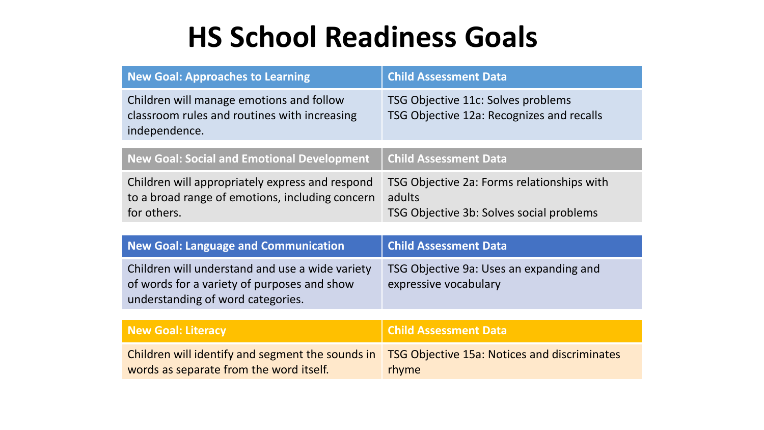# HS School Readiness Goals

| New Goal: Approaches to Learning | Child Assessment Data |
| --- | --- |
| Children will manage emotions and follow classroom rules and routines with increasing independence. | TSG Objective 11c: Solves problems<br>TSG Objective 12a: Recognizes and recalls |

| New Goal: Social and Emotional Development | Child Assessment Data |
| --- | --- |
| Children will appropriately express and respond to a broad range of emotions, including concern for others. | TSG Objective 2a: Forms relationships with adults<br>TSG Objective 3b: Solves social problems |

| New Goal: Language and Communication | Child Assessment Data |
| --- | --- |
| Children will understand and use a wide variety of words for a variety of purposes and show understanding of word categories. | TSG Objective 9a: Uses an expanding and expressive vocabulary |

| New Goal: Literacy | Child Assessment Data |
| --- | --- |
| Children will identify and segment the sounds in words as separate from the word itself. | TSG Objective 15a: Notices and discriminates rhyme |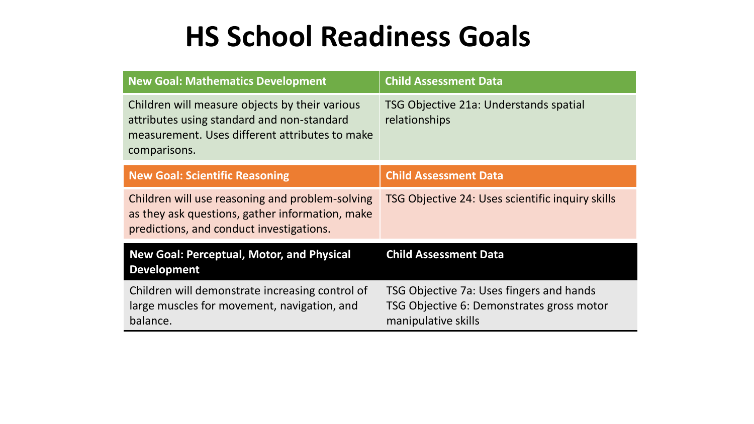# HS School Readiness Goals

| New Goal: Mathematics Development | Child Assessment Data |
|---|---|
| Children will measure objects by their various attributes using standard and non-standard measurement. Uses different attributes to make comparisons. | TSG Objective 21a: Understands spatial relationships |

| New Goal: Scientific Reasoning | Child Assessment Data |
|---|---|
| Children will use reasoning and problem-solving as they ask questions, gather information, make predictions, and conduct investigations. | TSG Objective 24: Uses scientific inquiry skills |

| New Goal: Perceptual, Motor, and Physical Development | Child Assessment Data |
|---|---|
| Children will demonstrate increasing control of large muscles for movement, navigation, and balance. | TSG Objective 7a: Uses fingers and hands<br>TSG Objective 6: Demonstrates gross motor manipulative skills |